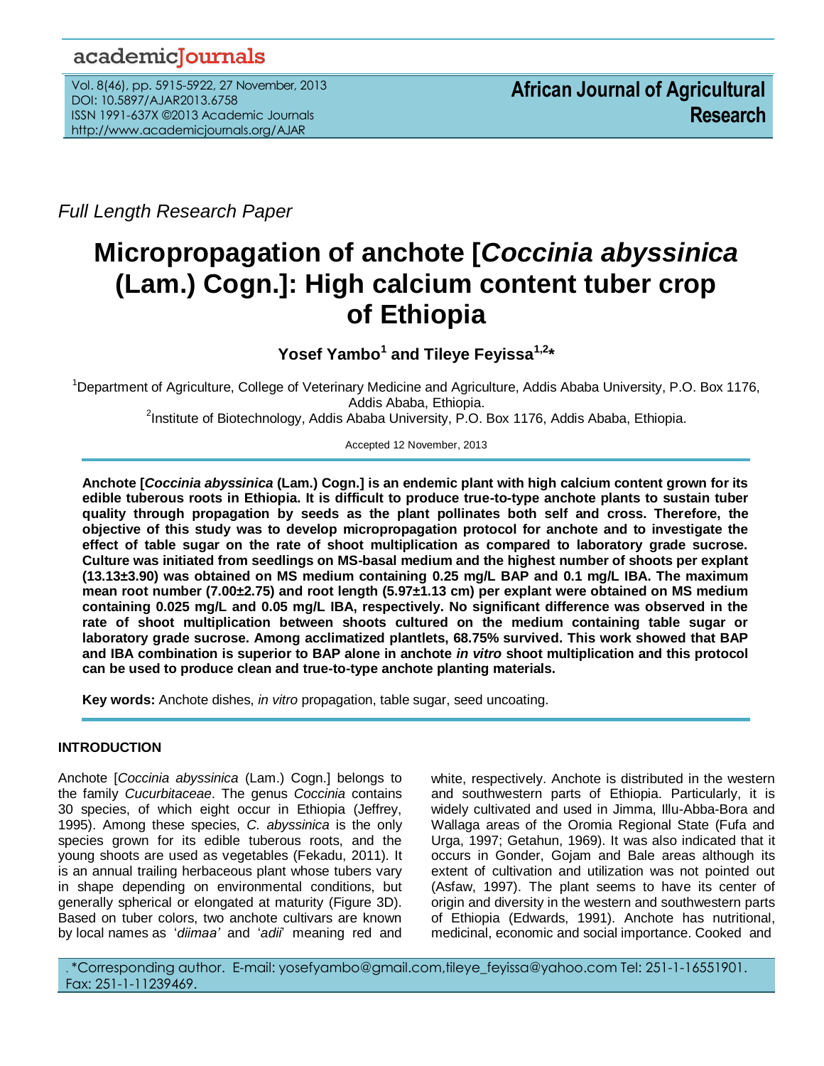Full Length Research Paper

# Micropropagation of anchote [*Coccinia abyssinica* (Lam.) Cogn.]: High calcium content tuber crop of Ethiopia

**Yosef Yambo[1] and Tileye Feyissa[1,2]***

[1]Department of Agriculture, College of Veterinary Medicine and Agriculture, Addis Ababa University, P.O. Box 1176, Addis Ababa, Ethiopia.

[2]Institute of Biotechnology, Addis Ababa University, P.O. Box 1176, Addis Ababa, Ethiopia.

Accepted 12 November, 2013

**Anchote [*Coccinia abyssinica* (Lam.) Cogn.] is an endemic plant with high calcium content grown for its edible tuberous roots in Ethiopia. It is difficult to produce true-to-type anchote plants to sustain tuber quality through propagation by seeds as the plant pollinates both self and cross. Therefore, the objective of this study was to develop micropropagation protocol for anchote and to investigate the effect of table sugar on the rate of shoot multiplication as compared to laboratory grade sucrose. Culture was initiated from seedlings on MS-basal medium and the highest number of shoots per explant (13.13±3.90) was obtained on MS medium containing 0.25 mg/L BAP and 0.1 mg/L IBA. The maximum mean root number (7.00±2.75) and root length (5.97±1.13 cm) per explant were obtained on MS medium containing 0.025 mg/L and 0.05 mg/L IBA, respectively. No significant difference was observed in the rate of shoot multiplication between shoots cultured on the medium containing table sugar or laboratory grade sucrose. Among acclimatized plantlets, 68.75% survived. This work showed that BAP and IBA combination is superior to BAP alone in anchote *in vitro* shoot multiplication and this protocol can be used to produce clean and true-to-type anchote planting materials.**

**Key words:** Anchote dishes, *in vitro* propagation, table sugar, seed uncoating.

## INTRODUCTION

Anchote [*Coccinia abyssinica* (Lam.) Cogn.] belongs to the family *Cucurbitaceae*. The genus *Coccinia* contains 30 species, of which eight occur in Ethiopia (Jeffrey, 1995). Among these species, *C. abyssinica* is the only species grown for its edible tuberous roots, and the young shoots are used as vegetables (Fekadu, 2011). It is an annual trailing herbaceous plant whose tubers vary in shape depending on environmental conditions, but generally spherical or elongated at maturity (Figure 3D). Based on tuber colors, two anchote cultivars are known by local names as '*diimaa'* and '*adii*' meaning red and white, respectively. Anchote is distributed in the western and southwestern parts of Ethiopia. Particularly, it is widely cultivated and used in Jimma, Illu-Abba-Bora and Wallaga areas of the Oromia Regional State (Fufa and Urga, 1997; Getahun, 1969). It was also indicated that it occurs in Gonder, Gojam and Bale areas although its extent of cultivation and utilization was not pointed out (Asfaw, 1997). The plant seems to have its center of origin and diversity in the western and southwestern parts of Ethiopia (Edwards, 1991). Anchote has nutritional, medicinal, economic and social importance. Cooked and

*Corresponding author. E-mail: yosefyambo@gmail.com,tileye_feyissa@yahoo.com Tel: 251-1-16551901. Fax: 251-1-11239469.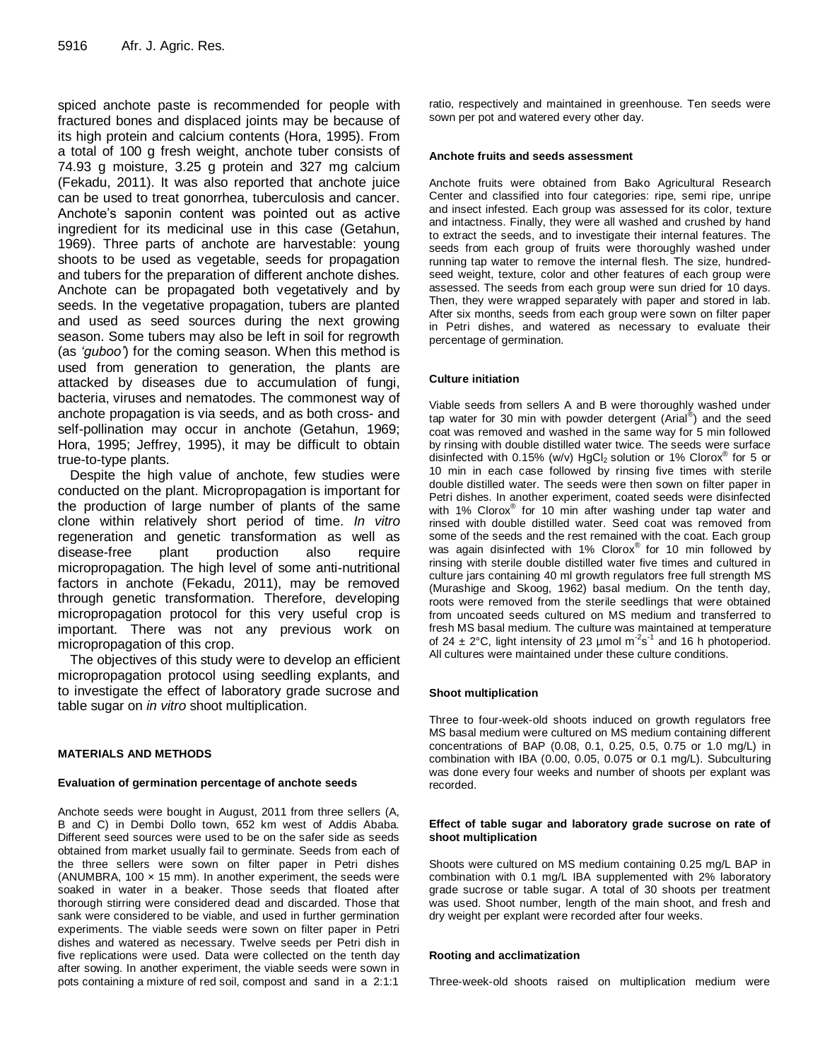spiced anchote paste is recommended for people with fractured bones and displaced joints may be because of its high protein and calcium contents (Hora, 1995). From a total of 100 g fresh weight, anchote tuber consists of 74.93 g moisture, 3.25 g protein and 327 mg calcium (Fekadu, 2011). It was also reported that anchote juice can be used to treat gonorrhea, tuberculosis and cancer. Anchote's saponin content was pointed out as active ingredient for its medicinal use in this case (Getahun, 1969). Three parts of anchote are harvestable: young shoots to be used as vegetable, seeds for propagation and tubers for the preparation of different anchote dishes. Anchote can be propagated both vegetatively and by seeds. In the vegetative propagation, tubers are planted and used as seed sources during the next growing season. Some tubers may also be left in soil for regrowth (as *'guboo'*) for the coming season. When this method is used from generation to generation, the plants are attacked by diseases due to accumulation of fungi, bacteria, viruses and nematodes. The commonest way of anchote propagation is via seeds, and as both cross- and self-pollination may occur in anchote (Getahun, 1969; Hora, 1995; Jeffrey, 1995), it may be difficult to obtain true-to-type plants.

Despite the high value of anchote, few studies were conducted on the plant. Micropropagation is important for the production of large number of plants of the same clone within relatively short period of time. *In vitro* regeneration and genetic transformation as well as disease-free plant production also require micropropagation. The high level of some anti-nutritional factors in anchote (Fekadu, 2011), may be removed through genetic transformation. Therefore, developing micropropagation protocol for this very useful crop is important. There was not any previous work on micropropagation of this crop.

The objectives of this study were to develop an efficient micropropagation protocol using seedling explants, and to investigate the effect of laboratory grade sucrose and table sugar on *in vitro* shoot multiplication.

## MATERIALS AND METHODS

### Evaluation of germination percentage of anchote seeds

Anchote seeds were bought in August, 2011 from three sellers (A, B and C) in Dembi Dollo town, 652 km west of Addis Ababa. Different seed sources were used to be on the safer side as seeds obtained from market usually fail to germinate. Seeds from each of the three sellers were sown on filter paper in Petri dishes (ANUMBRA, 100 × 15 mm). In another experiment, the seeds were soaked in water in a beaker. Those seeds that floated after thorough stirring were considered dead and discarded. Those that sank were considered to be viable, and used in further germination experiments. The viable seeds were sown on filter paper in Petri dishes and watered as necessary. Twelve seeds per Petri dish in five replications were used. Data were collected on the tenth day after sowing. In another experiment, the viable seeds were sown in pots containing a mixture of red soil, compost and sand in a 2:1:1 ratio, respectively and maintained in greenhouse. Ten seeds were sown per pot and watered every other day.

### Anchote fruits and seeds assessment

Anchote fruits were obtained from Bako Agricultural Research Center and classified into four categories: ripe, semi ripe, unripe and insect infested. Each group was assessed for its color, texture and intactness. Finally, they were all washed and crushed by hand to extract the seeds, and to investigate their internal features. The seeds from each group of fruits were thoroughly washed under running tap water to remove the internal flesh. The size, hundred-seed weight, texture, color and other features of each group were assessed. The seeds from each group were sun dried for 10 days. Then, they were wrapped separately with paper and stored in lab. After six months, seeds from each group were sown on filter paper in Petri dishes, and watered as necessary to evaluate their percentage of germination.

### Culture initiation

Viable seeds from sellers A and B were thoroughly washed under tap water for 30 min with powder detergent (Arial®) and the seed coat was removed and washed in the same way for 5 min followed by rinsing with double distilled water twice. The seeds were surface disinfected with 0.15% (w/v) $HgCl_2$ solution or 1% Clorox® for 5 or 10 min in each case followed by rinsing five times with sterile double distilled water. The seeds were then sown on filter paper in Petri dishes. In another experiment, coated seeds were disinfected with 1% Clorox® for 10 min after washing under tap water and rinsed with double distilled water. Seed coat was removed from some of the seeds and the rest remained with the coat. Each group was again disinfected with 1% Clorox® for 10 min followed by rinsing with sterile double distilled water five times and cultured in culture jars containing 40 ml growth regulators free full strength MS (Murashige and Skoog, 1962) basal medium. On the tenth day, roots were removed from the sterile seedlings that were obtained from uncoated seeds cultured on MS medium and transferred to fresh MS basal medium. The culture was maintained at temperature of 24 ± 2°C, light intensity of 23 µmol $m^{-2}s^{-1}$ and 16 h photoperiod. All cultures were maintained under these culture conditions.

### Shoot multiplication

Three to four-week-old shoots induced on growth regulators free MS basal medium were cultured on MS medium containing different concentrations of BAP (0.08, 0.1, 0.25, 0.5, 0.75 or 1.0 mg/L) in combination with IBA (0.00, 0.05, 0.075 or 0.1 mg/L). Subculturing was done every four weeks and number of shoots per explant was recorded.

### Effect of table sugar and laboratory grade sucrose on rate of shoot multiplication

Shoots were cultured on MS medium containing 0.25 mg/L BAP in combination with 0.1 mg/L IBA supplemented with 2% laboratory grade sucrose or table sugar. A total of 30 shoots per treatment was used. Shoot number, length of the main shoot, and fresh and dry weight per explant were recorded after four weeks.

### Rooting and acclimatization

Three-week-old shoots raised on multiplication medium were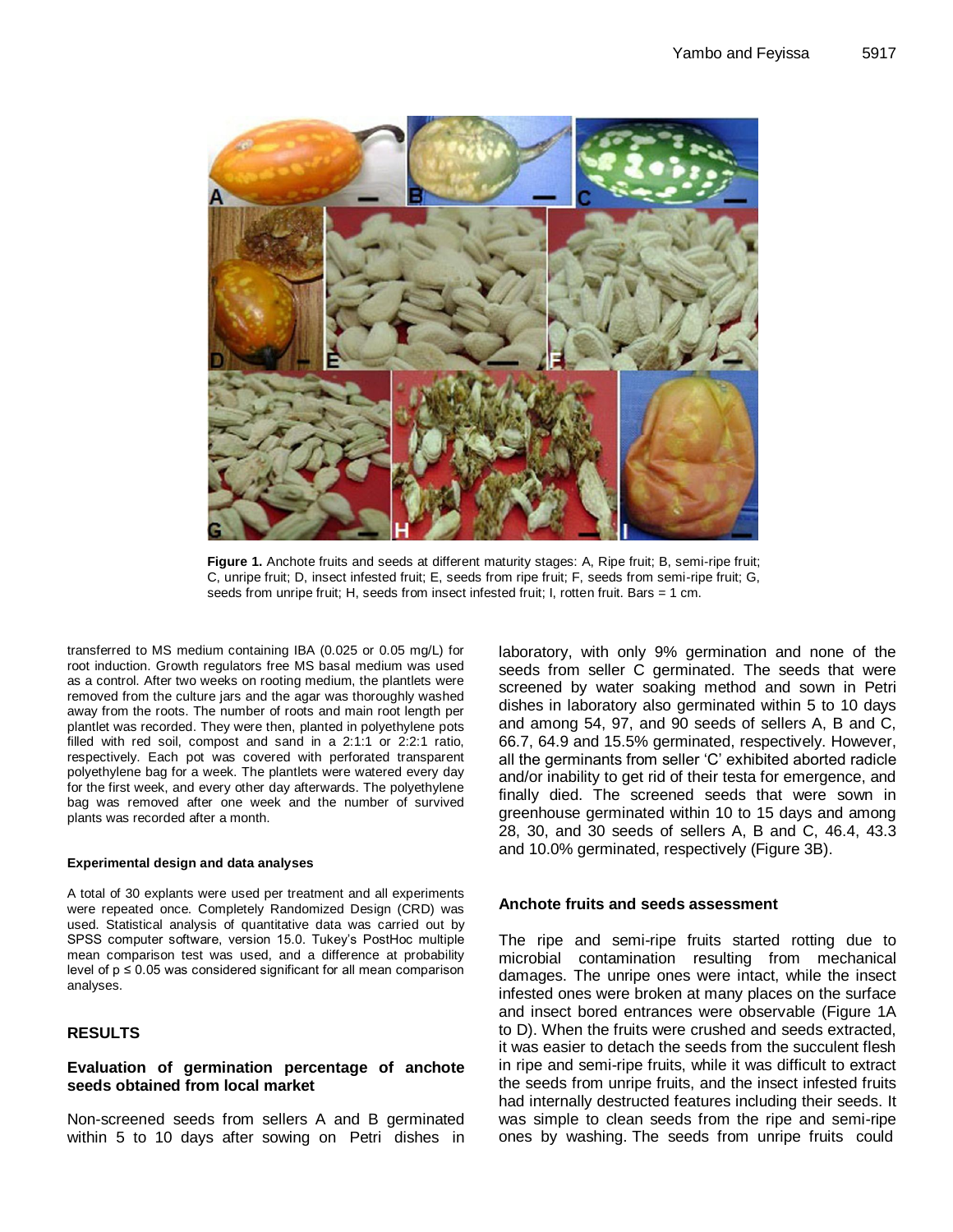Figure 1. Anchote fruits and seeds at different maturity stages: A, Ripe fruit; B, semi-ripe fruit; C, unripe fruit; D, insect infested fruit; E, seeds from ripe fruit; F, seeds from semi-ripe fruit; G, seeds from unripe fruit; H, seeds from insect infested fruit; I, rotten fruit. Bars = 1 cm.

transferred to MS medium containing IBA (0.025 or 0.05 mg/L) for root induction. Growth regulators free MS basal medium was used as a control. After two weeks on rooting medium, the plantlets were removed from the culture jars and the agar was thoroughly washed away from the roots. The number of roots and main root length per plantlet was recorded. They were then, planted in polyethylene pots filled with red soil, compost and sand in a 2:1:1 or 2:2:1 ratio, respectively. Each pot was covered with perforated transparent polyethylene bag for a week. The plantlets were watered every day for the first week, and every other day afterwards. The polyethylene bag was removed after one week and the number of survived plants was recorded after a month.

#### Experimental design and data analyses

A total of 30 explants were used per treatment and all experiments were repeated once. Completely Randomized Design (CRD) was used. Statistical analysis of quantitative data was carried out by SPSS computer software, version 15.0. Tukey's PostHoc multiple mean comparison test was used, and a difference at probability level of $p \leq 0.05$ was considered significant for all mean comparison analyses.

## RESULTS

### Evaluation of germination percentage of anchote seeds obtained from local market

Non-screened seeds from sellers A and B germinated within 5 to 10 days after sowing on Petri dishes in laboratory, with only 9% germination and none of the seeds from seller C germinated. The seeds that were screened by water soaking method and sown in Petri dishes in laboratory also germinated within 5 to 10 days and among 54, 97, and 90 seeds of sellers A, B and C, 66.7, 64.9 and 15.5% germinated, respectively. However, all the germinants from seller 'C' exhibited aborted radicle and/or inability to get rid of their testa for emergence, and finally died. The screened seeds that were sown in greenhouse germinated within 10 to 15 days and among 28, 30, and 30 seeds of sellers A, B and C, 46.4, 43.3 and 10.0% germinated, respectively (Figure 3B).

### Anchote fruits and seeds assessment

The ripe and semi-ripe fruits started rotting due to microbial contamination resulting from mechanical damages. The unripe ones were intact, while the insect infested ones were broken at many places on the surface and insect bored entrances were observable (Figure 1A to D). When the fruits were crushed and seeds extracted, it was easier to detach the seeds from the succulent flesh in ripe and semi-ripe fruits, while it was difficult to extract the seeds from unripe fruits, and the insect infested fruits had internally destructed features including their seeds. It was simple to clean seeds from the ripe and semi-ripe ones by washing. The seeds from unripe fruits could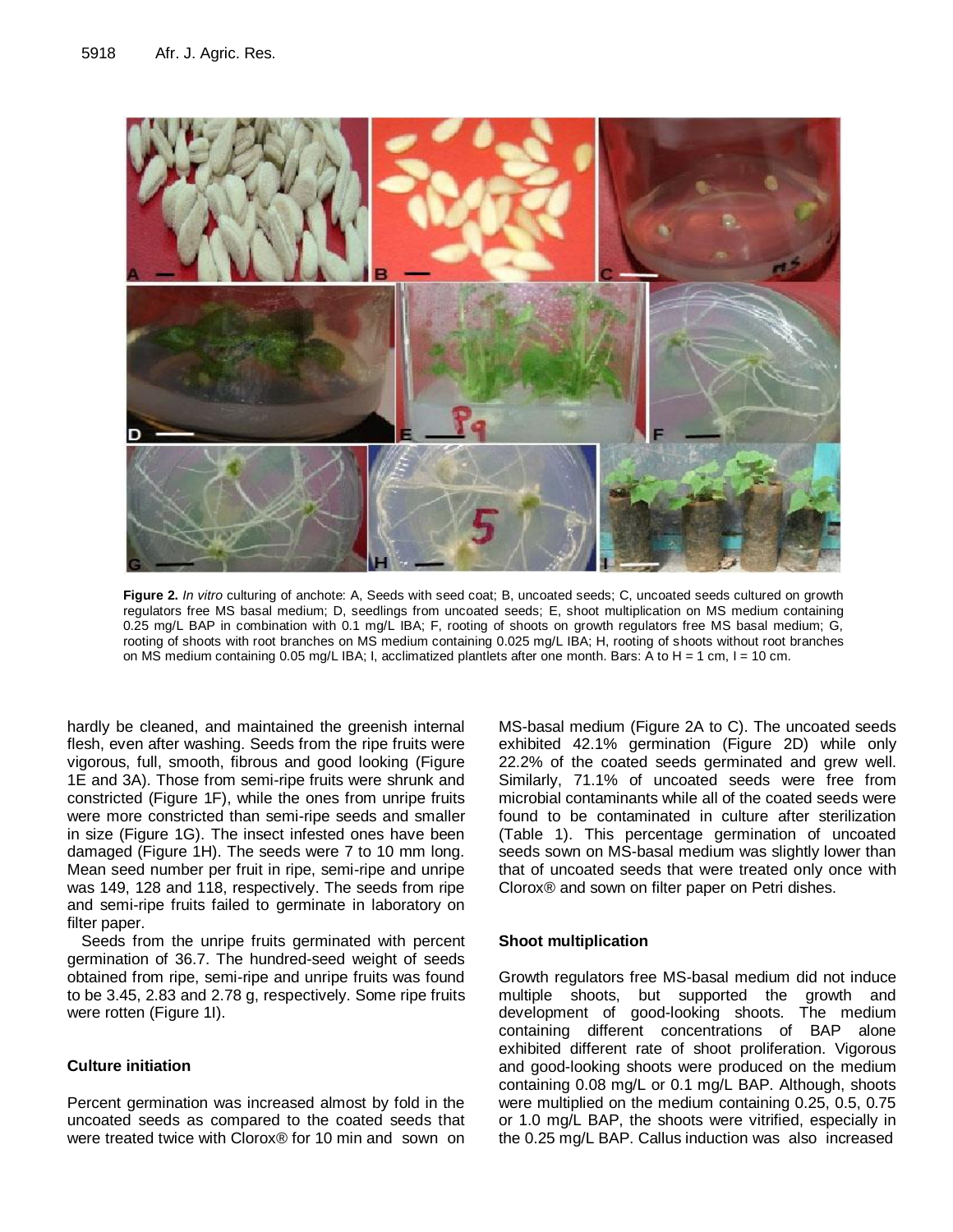**Figure 2.** *In vitro* culturing of anchote: A, Seeds with seed coat; B, uncoated seeds; C, uncoated seeds cultured on growth regulators free MS basal medium; D, seedlings from uncoated seeds; E, shoot multiplication on MS medium containing 0.25 mg/L BAP in combination with 0.1 mg/L IBA; F, rooting of shoots on growth regulators free MS basal medium; G, rooting of shoots with root branches on MS medium containing 0.025 mg/L IBA; H, rooting of shoots without root branches on MS medium containing 0.05 mg/L IBA; I, acclimatized plantlets after one month. Bars: A to H = 1 cm, I = 10 cm.

hardly be cleaned, and maintained the greenish internal flesh, even after washing. Seeds from the ripe fruits were vigorous, full, smooth, fibrous and good looking (Figure 1E and 3A). Those from semi-ripe fruits were shrunk and constricted (Figure 1F), while the ones from unripe fruits were more constricted than semi-ripe seeds and smaller in size (Figure 1G). The insect infested ones have been damaged (Figure 1H). The seeds were 7 to 10 mm long. Mean seed number per fruit in ripe, semi-ripe and unripe was 149, 128 and 118, respectively. The seeds from ripe and semi-ripe fruits failed to germinate in laboratory on filter paper.

Seeds from the unripe fruits germinated with percent germination of 36.7. The hundred-seed weight of seeds obtained from ripe, semi-ripe and unripe fruits was found to be 3.45, 2.83 and 2.78 g, respectively. Some ripe fruits were rotten (Figure 1I).

## Culture initiation

Percent germination was increased almost by fold in the uncoated seeds as compared to the coated seeds that were treated twice with Clorox® for 10 min and sown on MS-basal medium (Figure 2A to C). The uncoated seeds exhibited 42.1% germination (Figure 2D) while only 22.2% of the coated seeds germinated and grew well. Similarly, 71.1% of uncoated seeds were free from microbial contaminants while all of the coated seeds were found to be contaminated in culture after sterilization (Table 1). This percentage germination of uncoated seeds sown on MS-basal medium was slightly lower than that of uncoated seeds that were treated only once with Clorox® and sown on filter paper on Petri dishes.

## Shoot multiplication

Growth regulators free MS-basal medium did not induce multiple shoots, but supported the growth and development of good-looking shoots. The medium containing different concentrations of BAP alone exhibited different rate of shoot proliferation. Vigorous and good-looking shoots were produced on the medium containing 0.08 mg/L or 0.1 mg/L BAP. Although, shoots were multiplied on the medium containing 0.25, 0.5, 0.75 or 1.0 mg/L BAP, the shoots were vitrified, especially in the 0.25 mg/L BAP. Callus induction was also increased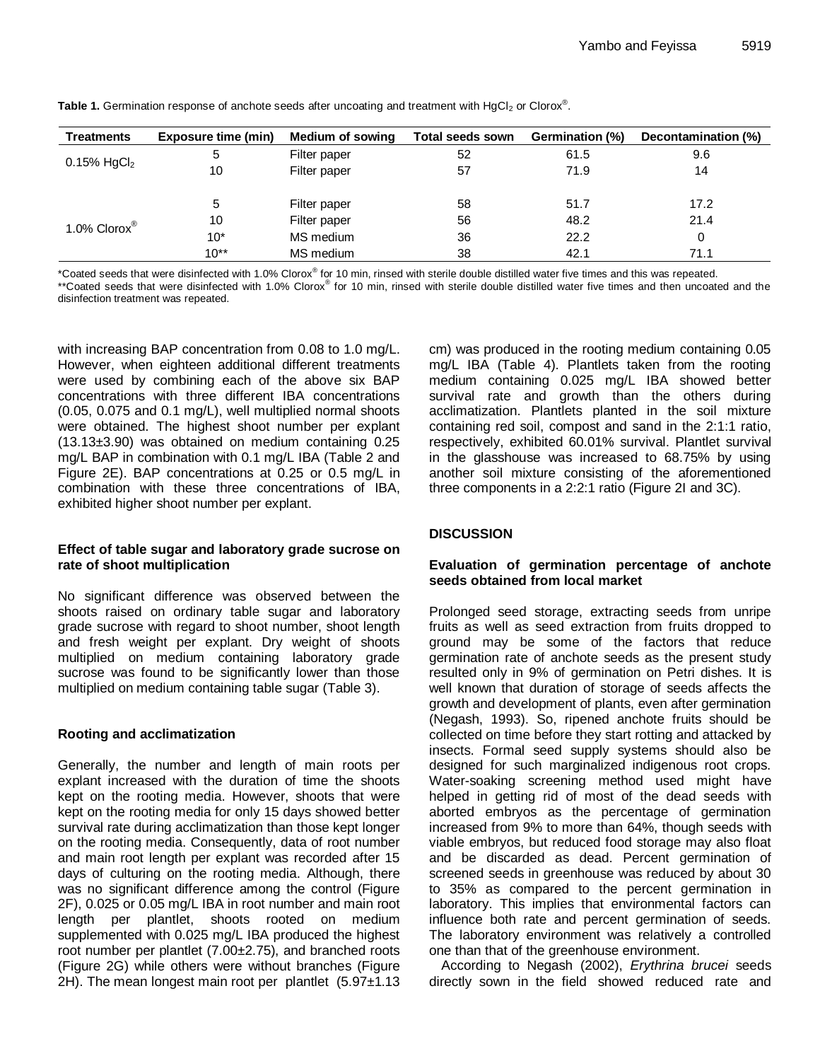**Table 1.** Germination response of anchote seeds after uncoating and treatment with $HgCl_2$ or Clorox®.

| Treatments | Exposure time (min) | Medium of sowing | Total seeds sown | Germination (%) | Decontamination (%) |
|---|---|---|---|---|---|
| 0.15% $HgCl_2$ | 5 | Filter paper | 52 | 61.5 | 9.6 |
| | 10 | Filter paper | 57 | 71.9 | 14 |
| 1.0% Clorox® | 5 | Filter paper | 58 | 51.7 | 17.2 |
| | 10 | Filter paper | 56 | 48.2 | 21.4 |
| | 10* | MS medium | 36 | 22.2 | 0 |
| | 10** | MS medium | 38 | 42.1 | 71.1 |

*Coated seeds that were disinfected with 1.0% Clorox® for 10 min, rinsed with sterile double distilled water five times and this was repeated.
**Coated seeds that were disinfected with 1.0% Clorox® for 10 min, rinsed with sterile double distilled water five times and then uncoated and the disinfection treatment was repeated.

with increasing BAP concentration from 0.08 to 1.0 mg/L. However, when eighteen additional different treatments were used by combining each of the above six BAP concentrations with three different IBA concentrations (0.05, 0.075 and 0.1 mg/L), well multiplied normal shoots were obtained. The highest shoot number per explant (13.13±3.90) was obtained on medium containing 0.25 mg/L BAP in combination with 0.1 mg/L IBA (Table 2 and Figure 2E). BAP concentrations at 0.25 or 0.5 mg/L in combination with these three concentrations of IBA, exhibited higher shoot number per explant.

### Effect of table sugar and laboratory grade sucrose on rate of shoot multiplication

No significant difference was observed between the shoots raised on ordinary table sugar and laboratory grade sucrose with regard to shoot number, shoot length and fresh weight per explant. Dry weight of shoots multiplied on medium containing laboratory grade sucrose was found to be significantly lower than those multiplied on medium containing table sugar (Table 3).

### Rooting and acclimatization

Generally, the number and length of main roots per explant increased with the duration of time the shoots kept on the rooting media. However, shoots that were kept on the rooting media for only 15 days showed better survival rate during acclimatization than those kept longer on the rooting media. Consequently, data of root number and main root length per explant was recorded after 15 days of culturing on the rooting media. Although, there was no significant difference among the control (Figure 2F), 0.025 or 0.05 mg/L IBA in root number and main root length per plantlet, shoots rooted on medium supplemented with 0.025 mg/L IBA produced the highest root number per plantlet (7.00±2.75), and branched roots (Figure 2G) while others were without branches (Figure 2H). The mean longest main root per plantlet (5.97±1.13 cm) was produced in the rooting medium containing 0.05 mg/L IBA (Table 4). Plantlets taken from the rooting medium containing 0.025 mg/L IBA showed better survival rate and growth than the others during acclimatization. Plantlets planted in the soil mixture containing red soil, compost and sand in the 2:1:1 ratio, respectively, exhibited 60.01% survival. Plantlet survival in the glasshouse was increased to 68.75% by using another soil mixture consisting of the aforementioned three components in a 2:2:1 ratio (Figure 2I and 3C).

## DISCUSSION

### Evaluation of germination percentage of anchote seeds obtained from local market

Prolonged seed storage, extracting seeds from unripe fruits as well as seed extraction from fruits dropped to ground may be some of the factors that reduce germination rate of anchote seeds as the present study resulted only in 9% of germination on Petri dishes. It is well known that duration of storage of seeds affects the growth and development of plants, even after germination (Negash, 1993). So, ripened anchote fruits should be collected on time before they start rotting and attacked by insects. Formal seed supply systems should also be designed for such marginalized indigenous root crops. Water-soaking screening method used might have helped in getting rid of most of the dead seeds with aborted embryos as the percentage of germination increased from 9% to more than 64%, though seeds with viable embryos, but reduced food storage may also float and be discarded as dead. Percent germination of screened seeds in greenhouse was reduced by about 30 to 35% as compared to the percent germination in laboratory. This implies that environmental factors can influence both rate and percent germination of seeds. The laboratory environment was relatively a controlled one than that of the greenhouse environment.

According to Negash (2002), *Erythrina brucei* seeds directly sown in the field showed reduced rate and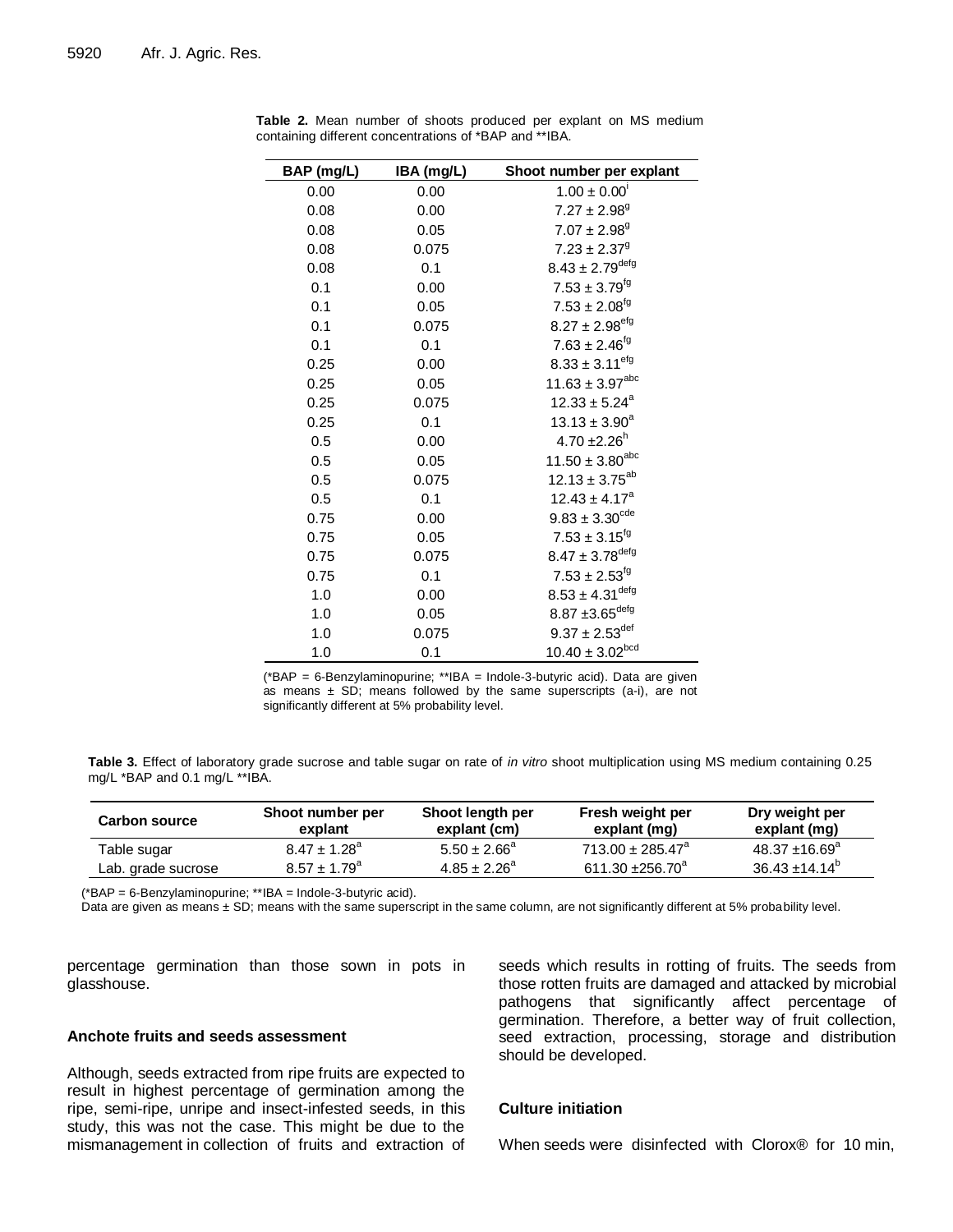**Table 2.** Mean number of shoots produced per explant on MS medium containing different concentrations of *BAP and **IBA.

| BAP (mg/L) | IBA (mg/L) | Shoot number per explant |
|---|---|---|
| 0.00 | 0.00 | $1.00 \pm 0.00^{i}$ |
| 0.08 | 0.00 | $7.27 \pm 2.98^{g}$ |
| 0.08 | 0.05 | $7.07 \pm 2.98^{g}$ |
| 0.08 | 0.075 | $7.23 \pm 2.37^{g}$ |
| 0.08 | 0.1 | $8.43 \pm 2.79^{defg}$ |
| 0.1 | 0.00 | $7.53 \pm 3.79^{fg}$ |
| 0.1 | 0.05 | $7.53 \pm 2.08^{fg}$ |
| 0.1 | 0.075 | $8.27 \pm 2.98^{efg}$ |
| 0.1 | 0.1 | $7.63 \pm 2.46^{fg}$ |
| 0.25 | 0.00 | $8.33 \pm 3.11^{efg}$ |
| 0.25 | 0.05 | $11.63 \pm 3.97^{abc}$ |
| 0.25 | 0.075 | $12.33 \pm 5.24^{a}$ |
| 0.25 | 0.1 | $13.13 \pm 3.90^{a}$ |
| 0.5 | 0.00 | $4.70 \pm 2.26^{h}$ |
| 0.5 | 0.05 | $11.50 \pm 3.80^{abc}$ |
| 0.5 | 0.075 | $12.13 \pm 3.75^{ab}$ |
| 0.5 | 0.1 | $12.43 \pm 4.17^{a}$ |
| 0.75 | 0.00 | $9.83 \pm 3.30^{cde}$ |
| 0.75 | 0.05 | $7.53 \pm 3.15^{fg}$ |
| 0.75 | 0.075 | $8.47 \pm 3.78^{defg}$ |
| 0.75 | 0.1 | $7.53 \pm 2.53^{fg}$ |
| 1.0 | 0.00 | $8.53 \pm 4.31^{defg}$ |
| 1.0 | 0.05 | $8.87 \pm 3.65^{defg}$ |
| 1.0 | 0.075 | $9.37 \pm 2.53^{def}$ |
| 1.0 | 0.1 | $10.40 \pm 3.02^{bcd}$ |

(*BAP = 6-Benzylaminopurine; **IBA = Indole-3-butyric acid). Data are given as means ± SD; means followed by the same superscripts (a-i), are not significantly different at 5% probability level.

**Table 3.** Effect of laboratory grade sucrose and table sugar on rate of *in vitro* shoot multiplication using MS medium containing 0.25 mg/L *BAP and 0.1 mg/L **IBA.

| Carbon source | Shoot number per explant | Shoot length per explant (cm) | Fresh weight per explant (mg) | Dry weight per explant (mg) |
|---|---|---|---|---|
| Table sugar | $8.47 \pm 1.28^{a}$ | $5.50 \pm 2.66^{a}$ | $713.00 \pm 285.47^{a}$ | $48.37 \pm 16.69^{a}$ |
| Lab. grade sucrose | $8.57 \pm 1.79^{a}$ | $4.85 \pm 2.26^{a}$ | $611.30 \pm 256.70^{a}$ | $36.43 \pm 14.14^{b}$ |

(*BAP = 6-Benzylaminopurine; **IBA = Indole-3-butyric acid).
Data are given as means ± SD; means with the same superscript in the same column, are not significantly different at 5% probability level.

percentage germination than those sown in pots in glasshouse.

### Anchote fruits and seeds assessment

Although, seeds extracted from ripe fruits are expected to result in highest percentage of germination among the ripe, semi-ripe, unripe and insect-infested seeds, in this study, this was not the case. This might be due to the mismanagement in collection of fruits and extraction of seeds which results in rotting of fruits. The seeds from those rotten fruits are damaged and attacked by microbial pathogens that significantly affect percentage of germination. Therefore, a better way of fruit collection, seed extraction, processing, storage and distribution should be developed.

### Culture initiation

When seeds were disinfected with Clorox® for 10 min,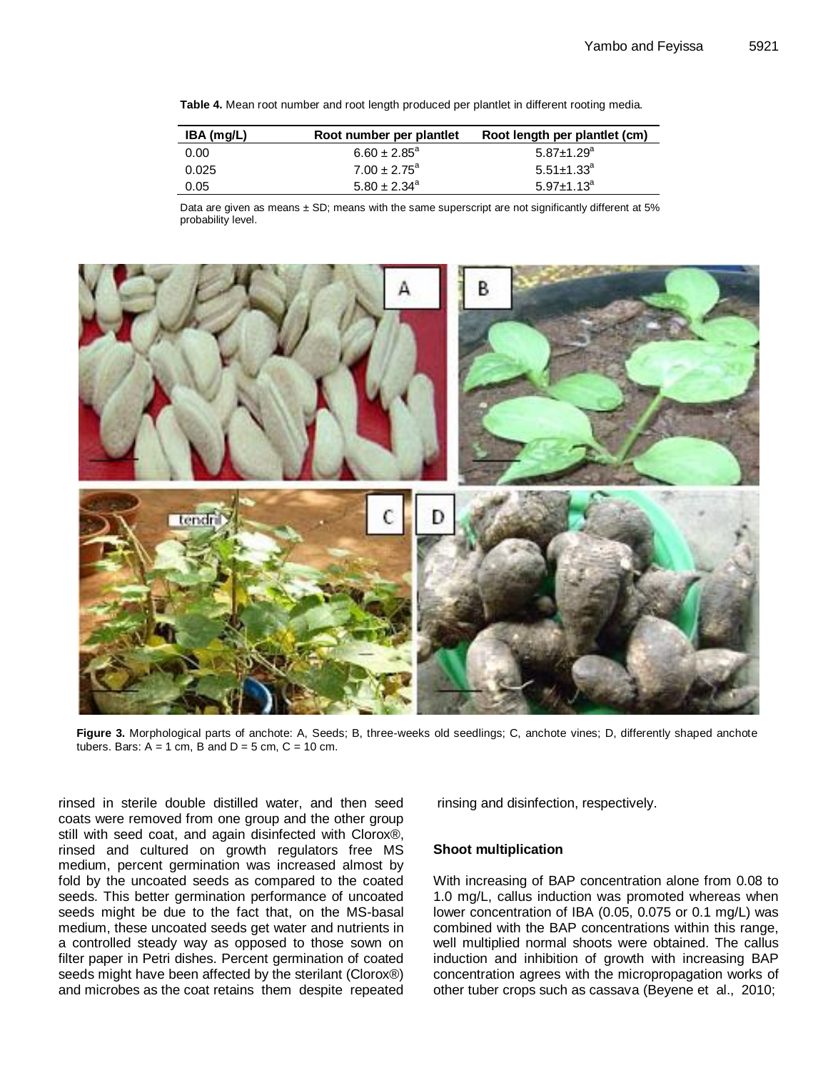**Table 4.** Mean root number and root length produced per plantlet in different rooting media.

| IBA (mg/L) | Root number per plantlet | Root length per plantlet (cm) |
|---|---|---|
| 0.00 | 6.60 ± 2.85[a] | 5.87±1.29[a] |
| 0.025 | 7.00 ± 2.75[a] | 5.51±1.33[a] |
| 0.05 | 5.80 ± 2.34[a] | 5.97±1.13[a] |

Data are given as means ± SD; means with the same superscript are not significantly different at 5% probability level.

**Figure 3.** Morphological parts of anchote: A, Seeds; B, three-weeks old seedlings; C, anchote vines; D, differently shaped anchote tubers. Bars: A = 1 cm, B and D = 5 cm, C = 10 cm.

rinsed in sterile double distilled water, and then seed coats were removed from one group and the other group still with seed coat, and again disinfected with Clorox®, rinsed and cultured on growth regulators free MS medium, percent germination was increased almost by fold by the uncoated seeds as compared to the coated seeds. This better germination performance of uncoated seeds might be due to the fact that, on the MS-basal medium, these uncoated seeds get water and nutrients in a controlled steady way as opposed to those sown on filter paper in Petri dishes. Percent germination of coated seeds might have been affected by the sterilant (Clorox®) and microbes as the coat retains them despite repeated rinsing and disinfection, respectively.

### Shoot multiplication

With increasing of BAP concentration alone from 0.08 to 1.0 mg/L, callus induction was promoted whereas when lower concentration of IBA (0.05, 0.075 or 0.1 mg/L) was combined with the BAP concentrations within this range, well multiplied normal shoots were obtained. The callus induction and inhibition of growth with increasing BAP concentration agrees with the micropropagation works of other tuber crops such as cassava (Beyene et al., 2010;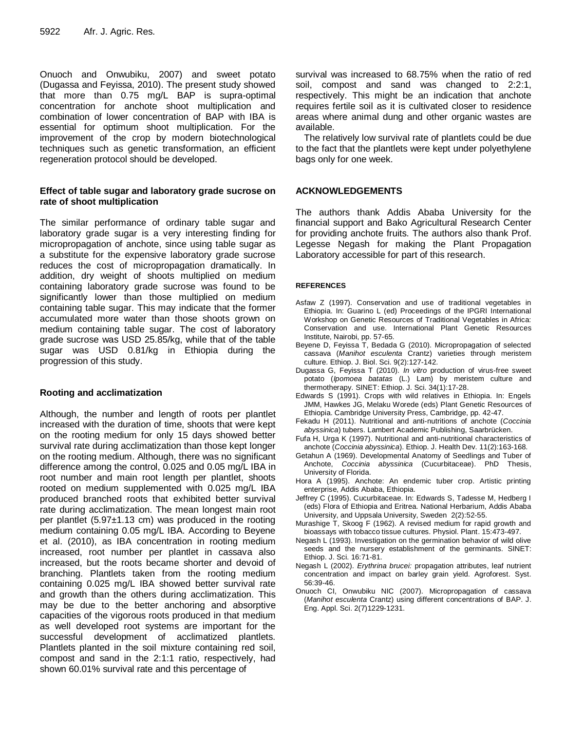Onuoch and Onwubiku, 2007) and sweet potato (Dugassa and Feyissa, 2010). The present study showed that more than 0.75 mg/L BAP is supra-optimal concentration for anchote shoot multiplication and combination of lower concentration of BAP with IBA is essential for optimum shoot multiplication. For the improvement of the crop by modern biotechnological techniques such as genetic transformation, an efficient regeneration protocol should be developed.

### Effect of table sugar and laboratory grade sucrose on rate of shoot multiplication

The similar performance of ordinary table sugar and laboratory grade sugar is a very interesting finding for micropropagation of anchote, since using table sugar as a substitute for the expensive laboratory grade sucrose reduces the cost of micropropagation dramatically. In addition, dry weight of shoots multiplied on medium containing laboratory grade sucrose was found to be significantly lower than those multiplied on medium containing table sugar. This may indicate that the former accumulated more water than those shoots grown on medium containing table sugar. The cost of laboratory grade sucrose was USD 25.85/kg, while that of the table sugar was USD 0.81/kg in Ethiopia during the progression of this study.

### Rooting and acclimatization

Although, the number and length of roots per plantlet increased with the duration of time, shoots that were kept on the rooting medium for only 15 days showed better survival rate during acclimatization than those kept longer on the rooting medium. Although, there was no significant difference among the control, 0.025 and 0.05 mg/L IBA in root number and main root length per plantlet, shoots rooted on medium supplemented with 0.025 mg/L IBA produced branched roots that exhibited better survival rate during acclimatization. The mean longest main root per plantlet (5.97±1.13 cm) was produced in the rooting medium containing 0.05 mg/L IBA. According to Beyene et al. (2010), as IBA concentration in rooting medium increased, root number per plantlet in cassava also increased, but the roots became shorter and devoid of branching. Plantlets taken from the rooting medium containing 0.025 mg/L IBA showed better survival rate and growth than the others during acclimatization. This may be due to the better anchoring and absorptive capacities of the vigorous roots produced in that medium as well developed root systems are important for the successful development of acclimatized plantlets. Plantlets planted in the soil mixture containing red soil, compost and sand in the 2:1:1 ratio, respectively, had shown 60.01% survival rate and this percentage of survival was increased to 68.75% when the ratio of red soil, compost and sand was changed to 2:2:1, respectively. This might be an indication that anchote requires fertile soil as it is cultivated closer to residence areas where animal dung and other organic wastes are available.

The relatively low survival rate of plantlets could be due to the fact that the plantlets were kept under polyethylene bags only for one week.

## ACKNOWLEDGEMENTS

The authors thank Addis Ababa University for the financial support and Bako Agricultural Research Center for providing anchote fruits. The authors also thank Prof. Legesse Negash for making the Plant Propagation Laboratory accessible for part of this research.

## REFERENCES

Asfaw Z (1997). Conservation and use of traditional vegetables in Ethiopia. In: Guarino L (ed) Proceedings of the IPGRI International Workshop on Genetic Resources of Traditional Vegetables in Africa: Conservation and use. International Plant Genetic Resources Institute, Nairobi, pp. 57-65.

Beyene D, Feyissa T, Bedada G (2010). Micropropagation of selected cassava (*Manihot esculenta* Crantz) varieties through meristem culture. Ethiop. J. Biol. Sci. 9(2):127-142.

Dugassa G, Feyissa T (2010). *In vitro* production of virus-free sweet potato (*Ipomoea batatas* (L.) Lam) by meristem culture and thermotherapy. SINET: Ethiop. J. Sci. 34(1):17-28.

Edwards S (1991). Crops with wild relatives in Ethiopia. In: Engels JMM, Hawkes JG, Melaku Worede (eds) Plant Genetic Resources of Ethiopia. Cambridge University Press, Cambridge, pp. 42-47.

Fekadu H (2011). Nutritional and anti-nutritions of anchote (*Coccinia abyssinica*) tubers. Lambert Academic Publishing, Saarbrücken.

Fufa H, Urga K (1997). Nutritional and anti-nutritional characteristics of anchote (*Coccinia abyssinica*). Ethiop. J. Health Dev. 11(2):163-168.

Getahun A (1969). Developmental Anatomy of Seedlings and Tuber of Anchote, *Coccinia abyssinica* (Cucurbitaceae). PhD Thesis, University of Florida.

Hora A (1995). Anchote: An endemic tuber crop. Artistic printing enterprise, Addis Ababa, Ethiopia.

Jeffrey C (1995). Cucurbitaceae. In: Edwards S, Tadesse M, Hedberg I (eds) Flora of Ethiopia and Eritrea. National Herbarium, Addis Ababa University, and Uppsala University, Sweden 2(2):52-55.

Murashige T, Skoog F (1962). A revised medium for rapid growth and bioassays with tobacco tissue cultures. Physiol. Plant. 15:473-497.

Negash L (1993). Investigation on the germination behavior of wild olive seeds and the nursery establishment of the germinants. SINET: Ethiop. J. Sci. 16:71-81.

Negash L (2002). *Erythrina brucei:* propagation attributes, leaf nutrient concentration and impact on barley grain yield. Agroforest. Syst. 56:39-46.

Onuoch CI, Onwubiku NIC (2007). Micropropagation of cassava (*Manihot esculenta* Crantz) using different concentrations of BAP. J. Eng. Appl. Sci. 2(7)1229-1231.